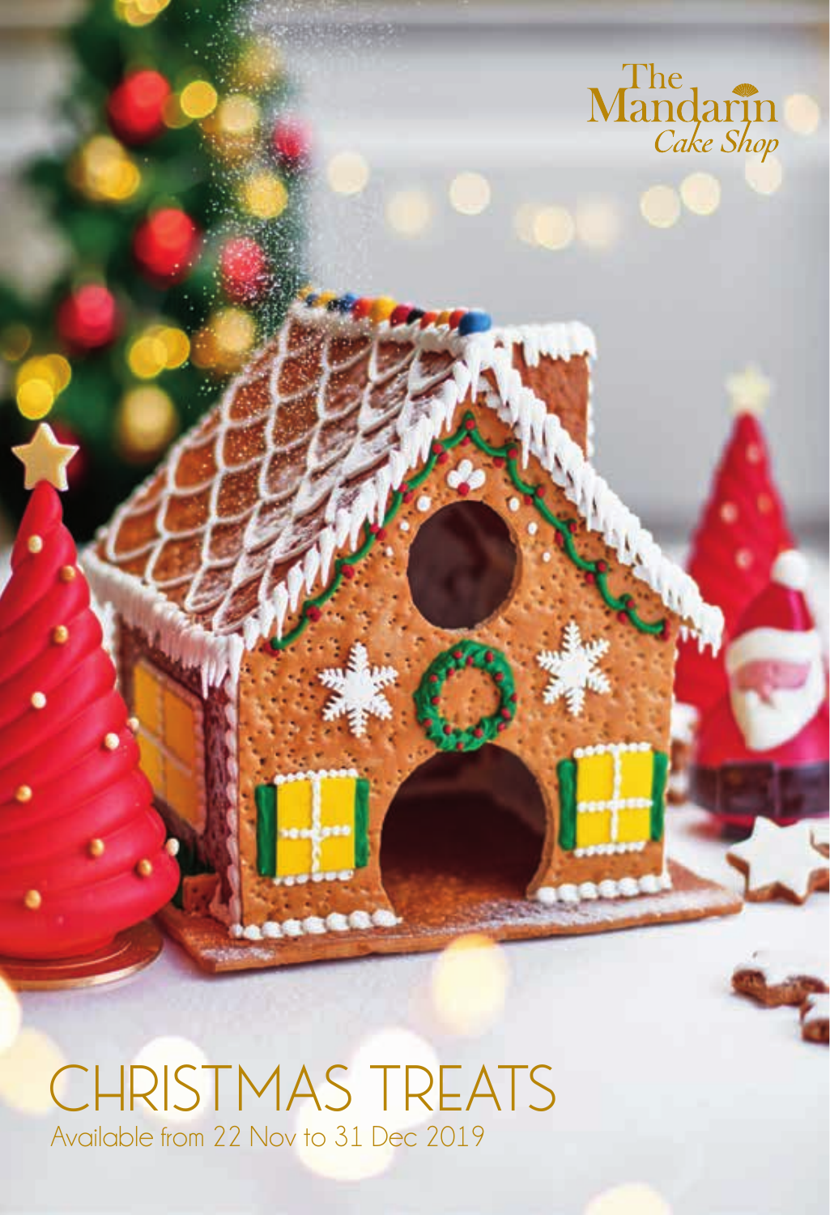The Mandarin *Cake Shop*

# CHRISTMAS TREATS

Available from 22 Nov to 31 Dec 2019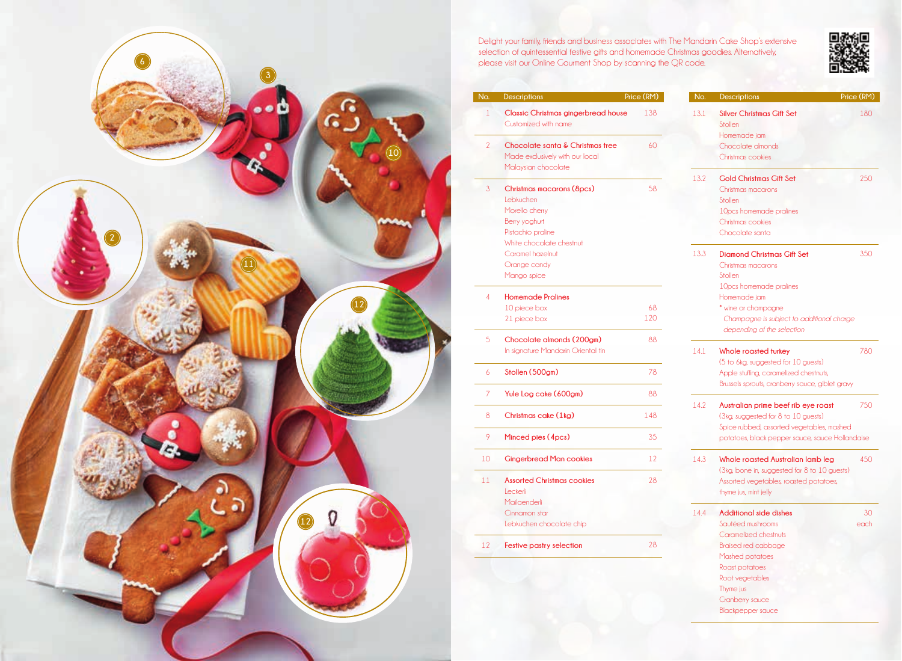Delight your family, friends and business associates with The Mandarin Cake Shop's extensive selection of quintessential festive gifts and homemade Christmas goodies. Alternatively, please visit our Online Gourment Shop by scanning the QR code.

| No. | Descriptions | Price (RM) |
|---|---|---|
| 1 | **Classic Christmas gingerbread house**<br>Customized with name | 138 |
| 2 | **Chocolate santa & Christmas tree**<br>Made exclusively with our local Malaysian chocolate | 60 |
| 3 | **Christmas macarons (8pcs)**<br>Lebkuchen<br>Morello cherry<br>Berry yoghurt<br>Pistachio praline<br>White chocolate chestnut<br>Caramel hazelnut<br>Orange candy<br>Mango spice | 58 |
| 4 | **Homemade Pralines**<br>10 piece box<br>21 piece box | <br>68<br>120 |
| 5 | **Chocolate almonds (200gm)**<br>In signature Mandarin Oriental tin | 88 |
| 6 | **Stollen (500gm)** | 78 |
| 7 | **Yule Log cake (600gm)** | 88 |
| 8 | **Christmas cake (1kg)** | 148 |
| 9 | **Minced pies (4pcs)** | 35 |
| 10 | **Gingerbread Man cookies** | 12 |
| 11 | **Assorted Christmas cookies**<br>Leckerli<br>Mailaenderli<br>Cinnamon star<br>Lebkuchen chocolate chip | 28 |
| 12 | **Festive pastry selection** | 28 |

| No. | Descriptions | Price (RM) |
|---|---|---|
| 13.1 | **Silver Christmas Gift Set**<br>Stollen<br>Homemade jam<br>Chocolate almonds<br>Christmas cookies | 180 |
| 13.2 | **Gold Christmas Gift Set**<br>Christmas macarons<br>Stollen<br>10pcs homemade pralines<br>Christmas cookies<br>Chocolate santa | 250 |
| 13.3 | **Diamond Christmas Gift Set**<br>Christmas macarons<br>Stollen<br>10pcs homemade pralines<br>Homemade jam<br>* wine or champagne<br>*Champagne is subject to additional charge depending of the selection* | 350 |
| 14.1 | **Whole roasted turkey**<br>(5 to 6kg, suggested for 10 guests)<br>Apple stuffing, caramelized chestnuts, Brussels sprouts, cranberry sauce, giblet gravy | 780 |
| 14.2 | **Australian prime beef rib eye roast**<br>(3kg, suggested for 8 to 10 guests)<br>Spice rubbed, assorted vegetables, mashed potatoes, black pepper sauce, sauce Hollandaise | 750 |
| 14.3 | **Whole roasted Australian lamb leg**<br>(3kg, bone in, suggested for 8 to 10 guests)<br>Assorted vegetables, roasted potatoes, thyme jus, mint jelly | 450 |
| 14.4 | **Additional side dishes**<br>Sautéed mushrooms<br>Caramelized chestnuts<br>Braised red cabbage<br>Mashed potatoes<br>Roast potatoes<br>Root vegetables<br>Thyme jus<br>Cranberry sauce<br>Blackpepper sauce | 30<br>each |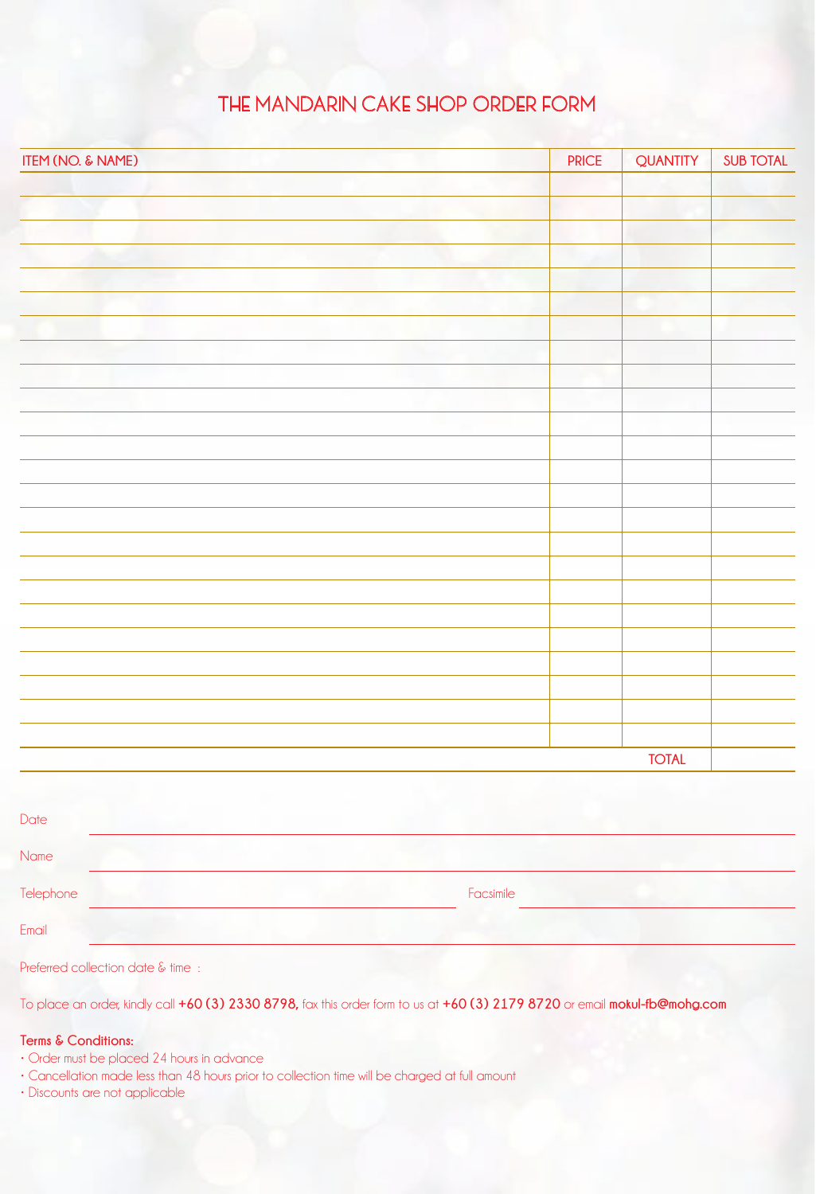# THE MANDARIN CAKE SHOP ORDER FORM

| ITEM (NO. & NAME) | PRICE | QUANTITY | SUB TOTAL |
|---|---|---|---|
| | | | |
| | | | |
| | | | |
| | | | |
| | | | |
| | | | |
| | | | |
| | | | |
| | | | |
| | | | |
| | | | |
| | | | |
| | | | |
| | | | |
| | | | |
| | | | |
| | | | |
| | | | |
| | | | |
| | | | |
| | | | |
| | | | |
| | | | |
| | | | |
| | | TOTAL | |

Date

Name

Telephone Facsimile

Email

Preferred collection date & time :

To place an order, kindly call **+60 (3) 2330 8798,** fax this order form to us at **+60 (3) 2179 8720** or email **mokul-fb@mohg.com**

**Terms & Conditions:**

- Order must be placed 24 hours in advance
- Cancellation made less than 48 hours prior to collection time will be charged at full amount
- Discounts are not applicable